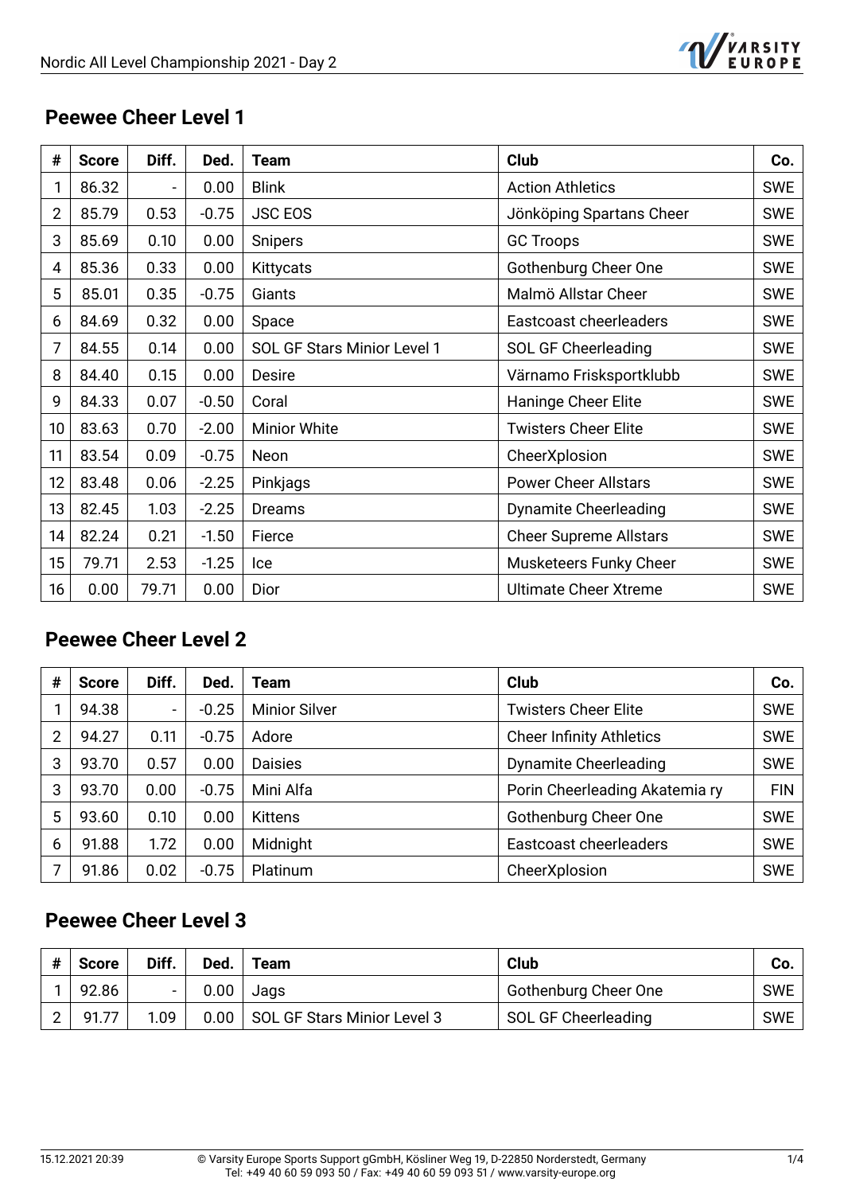## Peewee Cheer Level 1

| # | Score | Diff. | Ded. | Team | Club | Co. |
|---|---|---|---|---|---|---|
| 1 | 86.32 | - | 0.00 | Blink | Action Athletics | SWE |
| 2 | 85.79 | 0.53 | -0.75 | JSC EOS | Jönköping Spartans Cheer | SWE |
| 3 | 85.69 | 0.10 | 0.00 | Snipers | GC Troops | SWE |
| 4 | 85.36 | 0.33 | 0.00 | Kittycats | Gothenburg Cheer One | SWE |
| 5 | 85.01 | 0.35 | -0.75 | Giants | Malmö Allstar Cheer | SWE |
| 6 | 84.69 | 0.32 | 0.00 | Space | Eastcoast cheerleaders | SWE |
| 7 | 84.55 | 0.14 | 0.00 | SOL GF Stars Minior Level 1 | SOL GF Cheerleading | SWE |
| 8 | 84.40 | 0.15 | 0.00 | Desire | Värnamo Frisksportklubb | SWE |
| 9 | 84.33 | 0.07 | -0.50 | Coral | Haninge Cheer Elite | SWE |
| 10 | 83.63 | 0.70 | -2.00 | Minior White | Twisters Cheer Elite | SWE |
| 11 | 83.54 | 0.09 | -0.75 | Neon | CheerXplosion | SWE |
| 12 | 83.48 | 0.06 | -2.25 | Pinkjags | Power Cheer Allstars | SWE |
| 13 | 82.45 | 1.03 | -2.25 | Dreams | Dynamite Cheerleading | SWE |
| 14 | 82.24 | 0.21 | -1.50 | Fierce | Cheer Supreme Allstars | SWE |
| 15 | 79.71 | 2.53 | -1.25 | Ice | Musketeers Funky Cheer | SWE |
| 16 | 0.00 | 79.71 | 0.00 | Dior | Ultimate Cheer Xtreme | SWE |

## Peewee Cheer Level 2

| # | Score | Diff. | Ded. | Team | Club | Co. |
|---|---|---|---|---|---|---|
| 1 | 94.38 | - | -0.25 | Minior Silver | Twisters Cheer Elite | SWE |
| 2 | 94.27 | 0.11 | -0.75 | Adore | Cheer Infinity Athletics | SWE |
| 3 | 93.70 | 0.57 | 0.00 | Daisies | Dynamite Cheerleading | SWE |
| 3 | 93.70 | 0.00 | -0.75 | Mini Alfa | Porin Cheerleading Akatemia ry | FIN |
| 5 | 93.60 | 0.10 | 0.00 | Kittens | Gothenburg Cheer One | SWE |
| 6 | 91.88 | 1.72 | 0.00 | Midnight | Eastcoast cheerleaders | SWE |
| 7 | 91.86 | 0.02 | -0.75 | Platinum | CheerXplosion | SWE |

## Peewee Cheer Level 3

| # | Score | Diff. | Ded. | Team | Club | Co. |
|---|---|---|---|---|---|---|
| 1 | 92.86 | - | 0.00 | Jags | Gothenburg Cheer One | SWE |
| 2 | 91.77 | 1.09 | 0.00 | SOL GF Stars Minior Level 3 | SOL GF Cheerleading | SWE |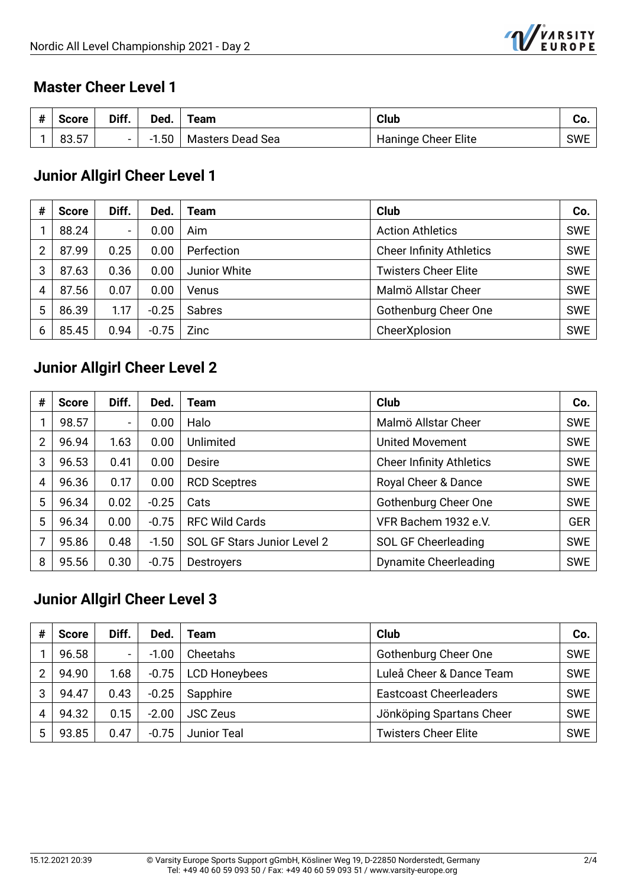## Master Cheer Level 1

| # | Score | Diff. | Ded. | Team | Club | Co. |
|---|---|---|---|---|---|---|
| 1 | 83.57 | - | -1.50 | Masters Dead Sea | Haninge Cheer Elite | SWE |

## Junior Allgirl Cheer Level 1

| # | Score | Diff. | Ded. | Team | Club | Co. |
|---|---|---|---|---|---|---|
| 1 | 88.24 | - | 0.00 | Aim | Action Athletics | SWE |
| 2 | 87.99 | 0.25 | 0.00 | Perfection | Cheer Infinity Athletics | SWE |
| 3 | 87.63 | 0.36 | 0.00 | Junior White | Twisters Cheer Elite | SWE |
| 4 | 87.56 | 0.07 | 0.00 | Venus | Malmö Allstar Cheer | SWE |
| 5 | 86.39 | 1.17 | -0.25 | Sabres | Gothenburg Cheer One | SWE |
| 6 | 85.45 | 0.94 | -0.75 | Zinc | CheerXplosion | SWE |

## Junior Allgirl Cheer Level 2

| # | Score | Diff. | Ded. | Team | Club | Co. |
|---|---|---|---|---|---|---|
| 1 | 98.57 | - | 0.00 | Halo | Malmö Allstar Cheer | SWE |
| 2 | 96.94 | 1.63 | 0.00 | Unlimited | United Movement | SWE |
| 3 | 96.53 | 0.41 | 0.00 | Desire | Cheer Infinity Athletics | SWE |
| 4 | 96.36 | 0.17 | 0.00 | RCD Sceptres | Royal Cheer & Dance | SWE |
| 5 | 96.34 | 0.02 | -0.25 | Cats | Gothenburg Cheer One | SWE |
| 5 | 96.34 | 0.00 | -0.75 | RFC Wild Cards | VFR Bachem 1932 e.V. | GER |
| 7 | 95.86 | 0.48 | -1.50 | SOL GF Stars Junior Level 2 | SOL GF Cheerleading | SWE |
| 8 | 95.56 | 0.30 | -0.75 | Destroyers | Dynamite Cheerleading | SWE |

## Junior Allgirl Cheer Level 3

| # | Score | Diff. | Ded. | Team | Club | Co. |
|---|---|---|---|---|---|---|
| 1 | 96.58 | - | -1.00 | Cheetahs | Gothenburg Cheer One | SWE |
| 2 | 94.90 | 1.68 | -0.75 | LCD Honeybees | Luleå Cheer & Dance Team | SWE |
| 3 | 94.47 | 0.43 | -0.25 | Sapphire | Eastcoast Cheerleaders | SWE |
| 4 | 94.32 | 0.15 | -2.00 | JSC Zeus | Jönköping Spartans Cheer | SWE |
| 5 | 93.85 | 0.47 | -0.75 | Junior Teal | Twisters Cheer Elite | SWE |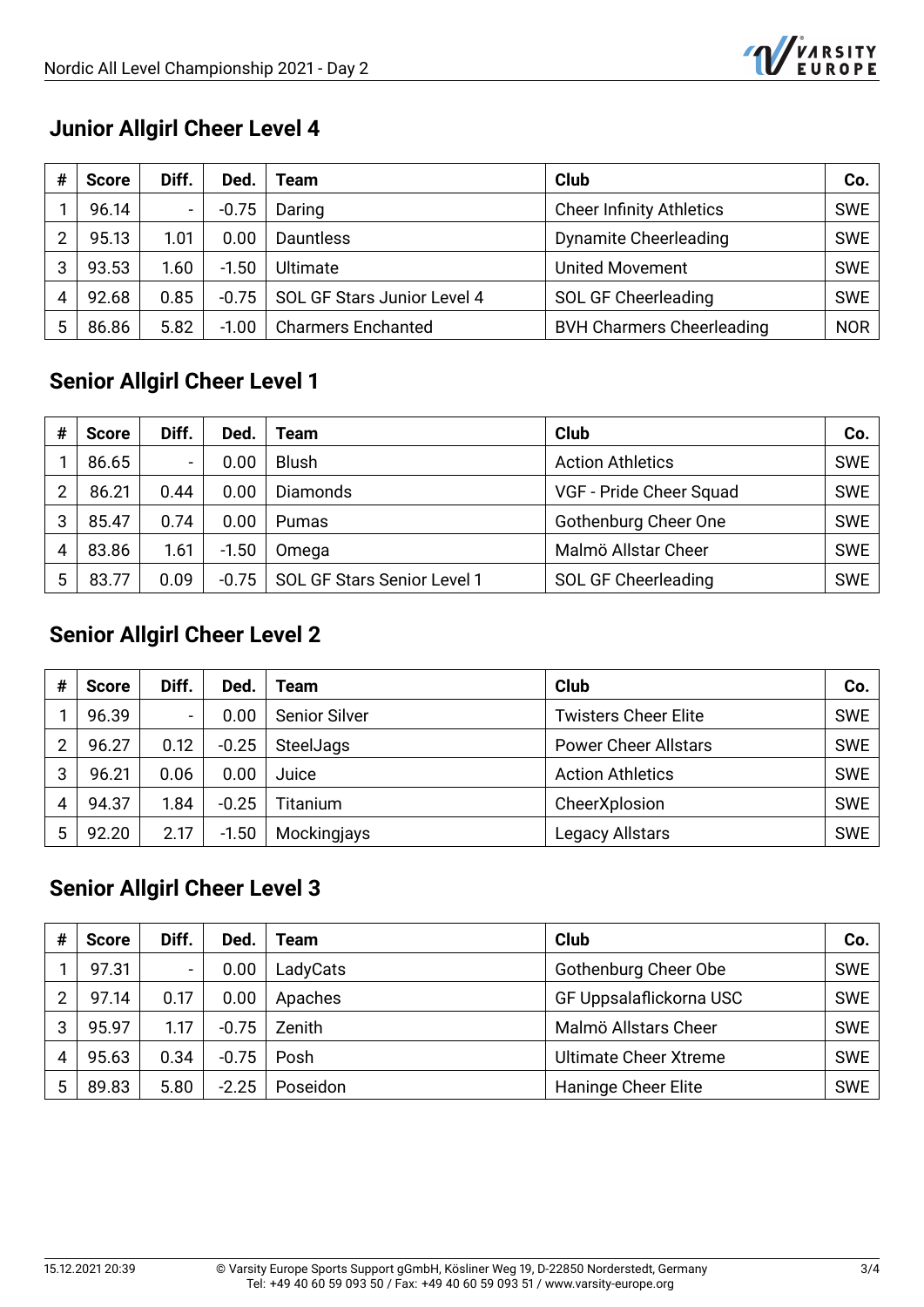## Junior Allgirl Cheer Level 4

| # | Score | Diff. | Ded. | Team | Club | Co. |
|---|---|---|---|---|---|---|
| 1 | 96.14 | - | -0.75 | Daring | Cheer Infinity Athletics | SWE |
| 2 | 95.13 | 1.01 | 0.00 | Dauntless | Dynamite Cheerleading | SWE |
| 3 | 93.53 | 1.60 | -1.50 | Ultimate | United Movement | SWE |
| 4 | 92.68 | 0.85 | -0.75 | SOL GF Stars Junior Level 4 | SOL GF Cheerleading | SWE |
| 5 | 86.86 | 5.82 | -1.00 | Charmers Enchanted | BVH Charmers Cheerleading | NOR |

## Senior Allgirl Cheer Level 1

| # | Score | Diff. | Ded. | Team | Club | Co. |
|---|---|---|---|---|---|---|
| 1 | 86.65 | - | 0.00 | Blush | Action Athletics | SWE |
| 2 | 86.21 | 0.44 | 0.00 | Diamonds | VGF - Pride Cheer Squad | SWE |
| 3 | 85.47 | 0.74 | 0.00 | Pumas | Gothenburg Cheer One | SWE |
| 4 | 83.86 | 1.61 | -1.50 | Omega | Malmö Allstar Cheer | SWE |
| 5 | 83.77 | 0.09 | -0.75 | SOL GF Stars Senior Level 1 | SOL GF Cheerleading | SWE |

## Senior Allgirl Cheer Level 2

| # | Score | Diff. | Ded. | Team | Club | Co. |
|---|---|---|---|---|---|---|
| 1 | 96.39 | - | 0.00 | Senior Silver | Twisters Cheer Elite | SWE |
| 2 | 96.27 | 0.12 | -0.25 | SteelJags | Power Cheer Allstars | SWE |
| 3 | 96.21 | 0.06 | 0.00 | Juice | Action Athletics | SWE |
| 4 | 94.37 | 1.84 | -0.25 | Titanium | CheerXplosion | SWE |
| 5 | 92.20 | 2.17 | -1.50 | Mockingjays | Legacy Allstars | SWE |

## Senior Allgirl Cheer Level 3

| # | Score | Diff. | Ded. | Team | Club | Co. |
|---|---|---|---|---|---|---|
| 1 | 97.31 | - | 0.00 | LadyCats | Gothenburg Cheer Obe | SWE |
| 2 | 97.14 | 0.17 | 0.00 | Apaches | GF Uppsalaflickorna USC | SWE |
| 3 | 95.97 | 1.17 | -0.75 | Zenith | Malmö Allstars Cheer | SWE |
| 4 | 95.63 | 0.34 | -0.75 | Posh | Ultimate Cheer Xtreme | SWE |
| 5 | 89.83 | 5.80 | -2.25 | Poseidon | Haninge Cheer Elite | SWE |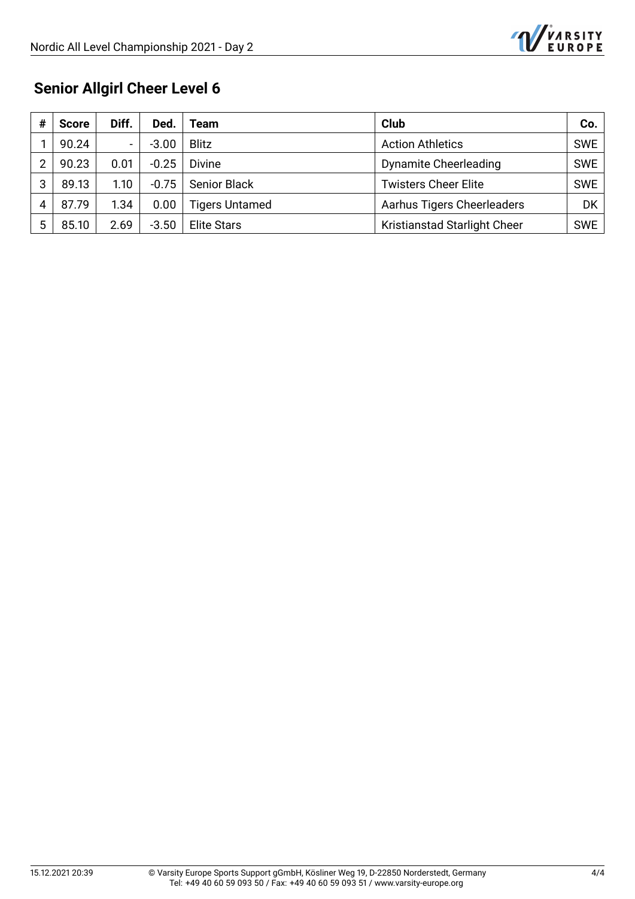## Senior Allgirl Cheer Level 6

| # | Score | Diff. | Ded. | Team | Club | Co. |
|---|---|---|---|---|---|---|
| 1 | 90.24 | - | -3.00 | Blitz | Action Athletics | SWE |
| 2 | 90.23 | 0.01 | -0.25 | Divine | Dynamite Cheerleading | SWE |
| 3 | 89.13 | 1.10 | -0.75 | Senior Black | Twisters Cheer Elite | SWE |
| 4 | 87.79 | 1.34 | 0.00 | Tigers Untamed | Aarhus Tigers Cheerleaders | DK |
| 5 | 85.10 | 2.69 | -3.50 | Elite Stars | Kristianstad Starlight Cheer | SWE |